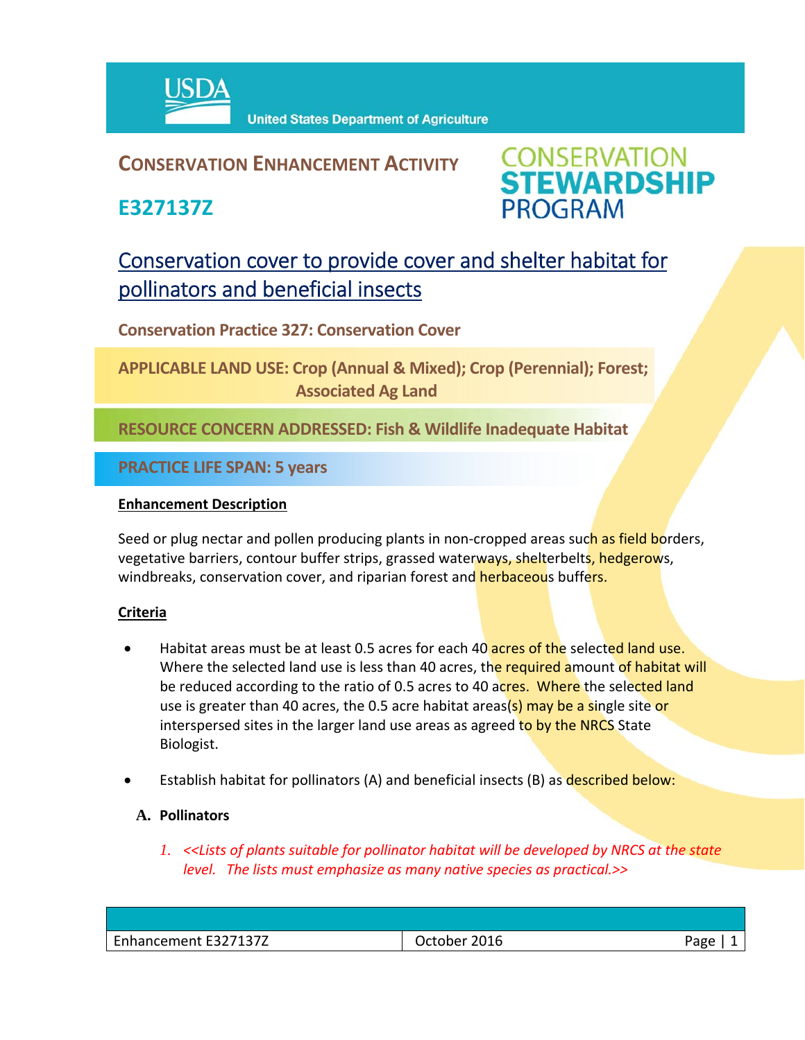USDA United States Department of Agriculture

# CONSERVATION ENHANCEMENT ACTIVITY

## E327137Z

CONSERVATION STEWARDSHIP PROGRAM

## Conservation cover to provide cover and shelter habitat for pollinators and beneficial insects

**Conservation Practice 327: Conservation Cover**

**APPLICABLE LAND USE: Crop (Annual & Mixed); Crop (Perennial); Forest; Associated Ag Land**

**RESOURCE CONCERN ADDRESSED: Fish & Wildlife Inadequate Habitat**

**PRACTICE LIFE SPAN: 5 years**

### Enhancement Description

Seed or plug nectar and pollen producing plants in non-cropped areas such as field borders, vegetative barriers, contour buffer strips, grassed waterways, shelterbelts, hedgerows, windbreaks, conservation cover, and riparian forest and herbaceous buffers.

### Criteria

- Habitat areas must be at least 0.5 acres for each 40 acres of the selected land use. Where the selected land use is less than 40 acres, the required amount of habitat will be reduced according to the ratio of 0.5 acres to 40 acres. Where the selected land use is greater than 40 acres, the 0.5 acre habitat areas(s) may be a single site or interspersed sites in the larger land use areas as agreed to by the NRCS State Biologist.
- Establish habitat for pollinators (A) and beneficial insects (B) as described below:

**A. Pollinators**

1. *<<Lists of plants suitable for pollinator habitat will be developed by NRCS at the state level. The lists must emphasize as many native species as practical.>>*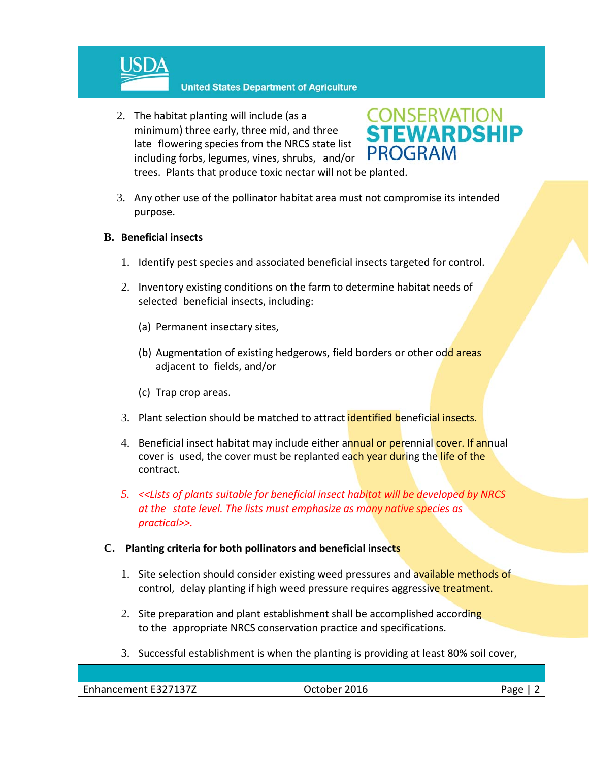2. The habitat planting will include (as a minimum) three early, three mid, and three late flowering species from the NRCS state list including forbs, legumes, vines, shrubs, and/or trees. Plants that produce toxic nectar will not be planted.

3. Any other use of the pollinator habitat area must not compromise its intended purpose.

**B. Beneficial insects**

1. Identify pest species and associated beneficial insects targeted for control.

2. Inventory existing conditions on the farm to determine habitat needs of selected beneficial insects, including:

   (a) Permanent insectary sites,

   (b) Augmentation of existing hedgerows, field borders or other odd areas adjacent to fields, and/or

   (c) Trap crop areas.

3. Plant selection should be matched to attract identified beneficial insects.

4. Beneficial insect habitat may include either annual or perennial cover. If annual cover is used, the cover must be replanted each year during the life of the contract.

5. *<<Lists of plants suitable for beneficial insect habitat will be developed by NRCS at the state level. The lists must emphasize as many native species as practical>>.*

**C. Planting criteria for both pollinators and beneficial insects**

1. Site selection should consider existing weed pressures and available methods of control, delay planting if high weed pressure requires aggressive treatment.

2. Site preparation and plant establishment shall be accomplished according to the appropriate NRCS conservation practice and specifications.

3. Successful establishment is when the planting is providing at least 80% soil cover,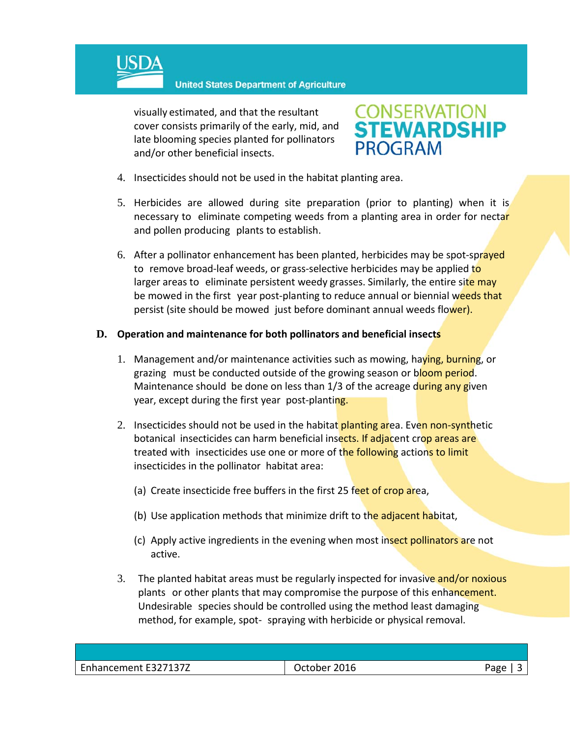visually estimated, and that the resultant cover consists primarily of the early, mid, and late blooming species planted for pollinators and/or other beneficial insects.

4. Insecticides should not be used in the habitat planting area.

5. Herbicides are allowed during site preparation (prior to planting) when it is necessary to eliminate competing weeds from a planting area in order for nectar and pollen producing plants to establish.

6. After a pollinator enhancement has been planted, herbicides may be spot-sprayed to remove broad-leaf weeds, or grass-selective herbicides may be applied to larger areas to eliminate persistent weedy grasses. Similarly, the entire site may be mowed in the first year post-planting to reduce annual or biennial weeds that persist (site should be mowed just before dominant annual weeds flower).

**D. Operation and maintenance for both pollinators and beneficial insects**

1. Management and/or maintenance activities such as mowing, haying, burning, or grazing must be conducted outside of the growing season or bloom period. Maintenance should be done on less than 1/3 of the acreage during any given year, except during the first year post-planting.

2. Insecticides should not be used in the habitat planting area. Even non-synthetic botanical insecticides can harm beneficial insects. If adjacent crop areas are treated with insecticides use one or more of the following actions to limit insecticides in the pollinator habitat area:

   (a) Create insecticide free buffers in the first 25 feet of crop area,

   (b) Use application methods that minimize drift to the adjacent habitat,

   (c) Apply active ingredients in the evening when most insect pollinators are not active.

3. The planted habitat areas must be regularly inspected for invasive and/or noxious plants or other plants that may compromise the purpose of this enhancement. Undesirable species should be controlled using the method least damaging method, for example, spot- spraying with herbicide or physical removal.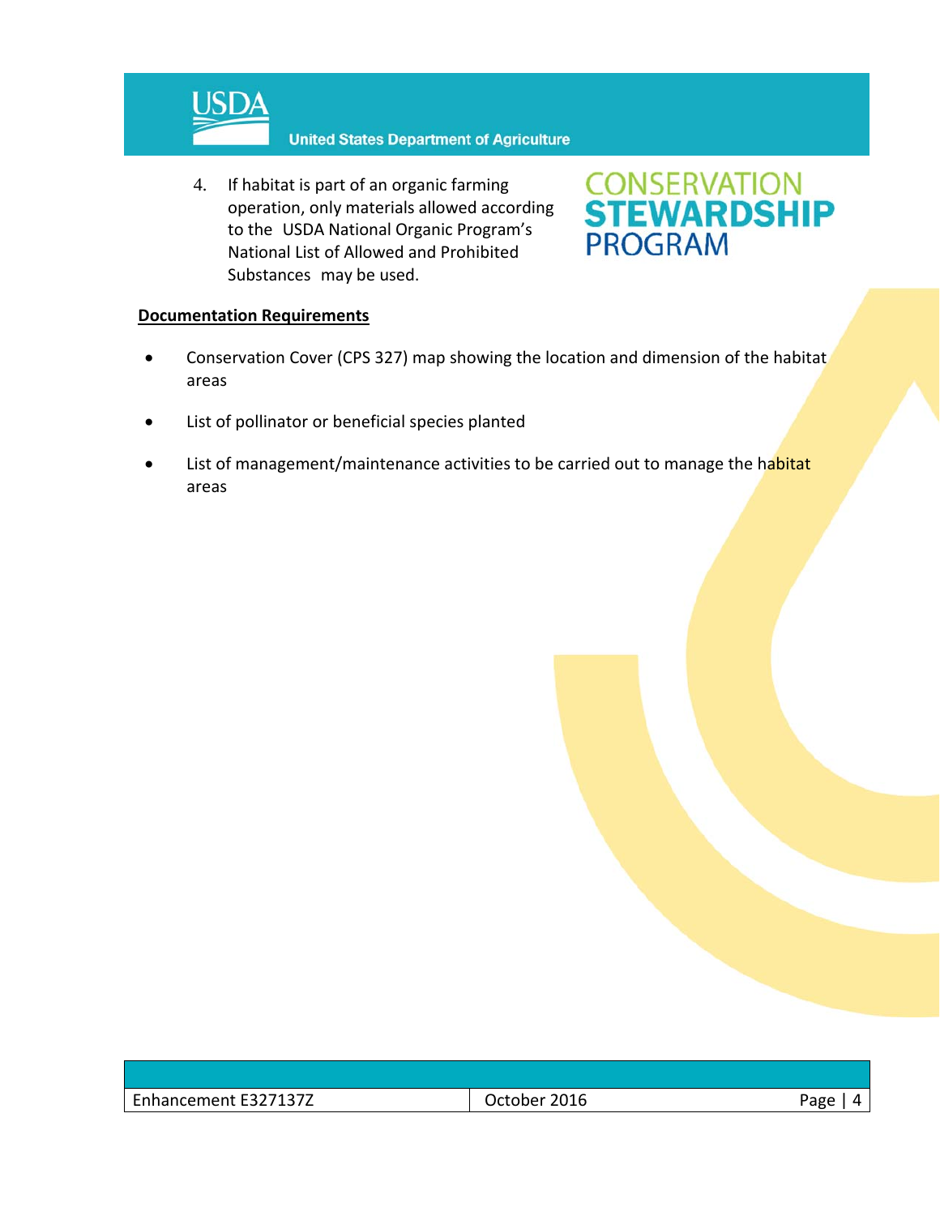4. If habitat is part of an organic farming operation, only materials allowed according to the USDA National Organic Program's National List of Allowed and Prohibited Substances may be used.

**Documentation Requirements**

- Conservation Cover (CPS 327) map showing the location and dimension of the habitat areas
- List of pollinator or beneficial species planted
- List of management/maintenance activities to be carried out to manage the habitat areas